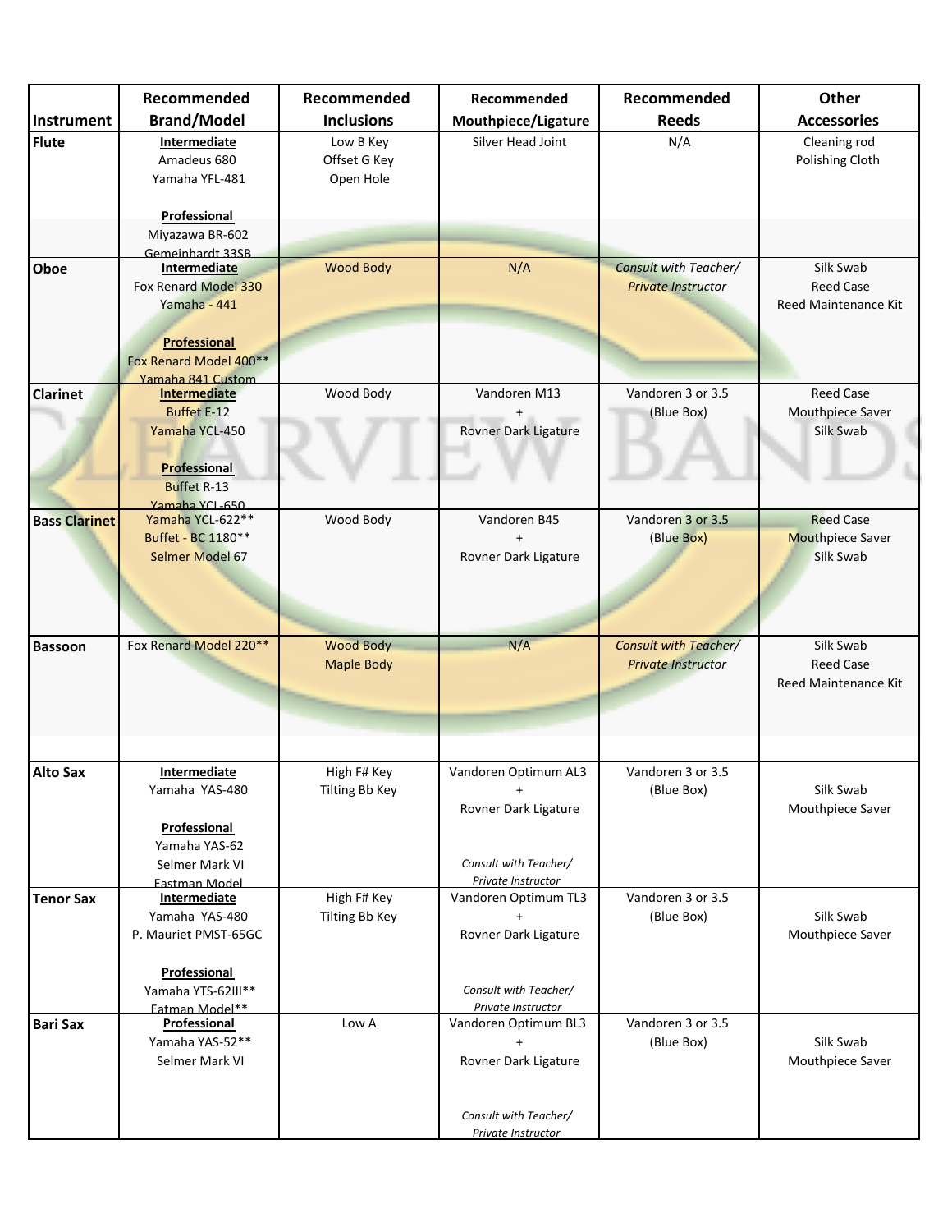| Instrument | Recommended Brand/Model | Recommended Inclusions | Recommended Mouthpiece/Ligature | Recommended Reeds | Other Accessories |
|---|---|---|---|---|---|
| **Flute** | **Intermediate**<br>Amadeus 680<br>Yamaha YFL-481<br><br>**Professional**<br>Miyazawa BR-602<br>Gemeinhardt 33SB | Low B Key<br>Offset G Key<br>Open Hole | Silver Head Joint | N/A | Cleaning rod<br>Polishing Cloth |
| **Oboe** | **Intermediate**<br>Fox Renard Model 330<br>Yamaha - 441<br><br>**Professional**<br>Fox Renard Model 400**<br>Yamaha 841 Custom | Wood Body | N/A | *Consult with Teacher/ Private Instructor* | Silk Swab<br>Reed Case<br>Reed Maintenance Kit |
| **Clarinet** | **Intermediate**<br>Buffet E-12<br>Yamaha YCL-450<br><br>**Professional**<br>Buffet R-13<br>Yamaha YCL-650 | Wood Body | Vandoren M13<br>+<br>Rovner Dark Ligature | Vandoren 3 or 3.5<br>(Blue Box) | Reed Case<br>Mouthpiece Saver<br>Silk Swab |
| **Bass Clarinet** | Yamaha YCL-622**<br>Buffet - BC 1180**<br>Selmer Model 67 | Wood Body | Vandoren B45<br>+<br>Rovner Dark Ligature | Vandoren 3 or 3.5<br>(Blue Box) | Reed Case<br>Mouthpiece Saver<br>Silk Swab |
| **Bassoon** | Fox Renard Model 220** | Wood Body<br>Maple Body | N/A | *Consult with Teacher/ Private Instructor* | Silk Swab<br>Reed Case<br>Reed Maintenance Kit |
| **Alto Sax** | **Intermediate**<br>Yamaha YAS-480<br><br>**Professional**<br>Yamaha YAS-62<br>Selmer Mark VI<br>Eastman Model | High F# Key<br>Tilting Bb Key | Vandoren Optimum AL3<br>+<br>Rovner Dark Ligature<br><br>*Consult with Teacher/ Private Instructor* | Vandoren 3 or 3.5<br>(Blue Box) | Silk Swab<br>Mouthpiece Saver |
| **Tenor Sax** | **Intermediate**<br>Yamaha YAS-480<br>P. Mauriet PMST-65GC<br><br>**Professional**<br>Yamaha YTS-62III**<br>Eatman Model** | High F# Key<br>Tilting Bb Key | Vandoren Optimum TL3<br>+<br>Rovner Dark Ligature<br><br>*Consult with Teacher/ Private Instructor* | Vandoren 3 or 3.5<br>(Blue Box) | Silk Swab<br>Mouthpiece Saver |
| **Bari Sax** | **Professional**<br>Yamaha YAS-52**<br>Selmer Mark VI | Low A | Vandoren Optimum BL3<br>+<br>Rovner Dark Ligature<br><br>*Consult with Teacher/ Private Instructor* | Vandoren 3 or 3.5<br>(Blue Box) | Silk Swab<br>Mouthpiece Saver |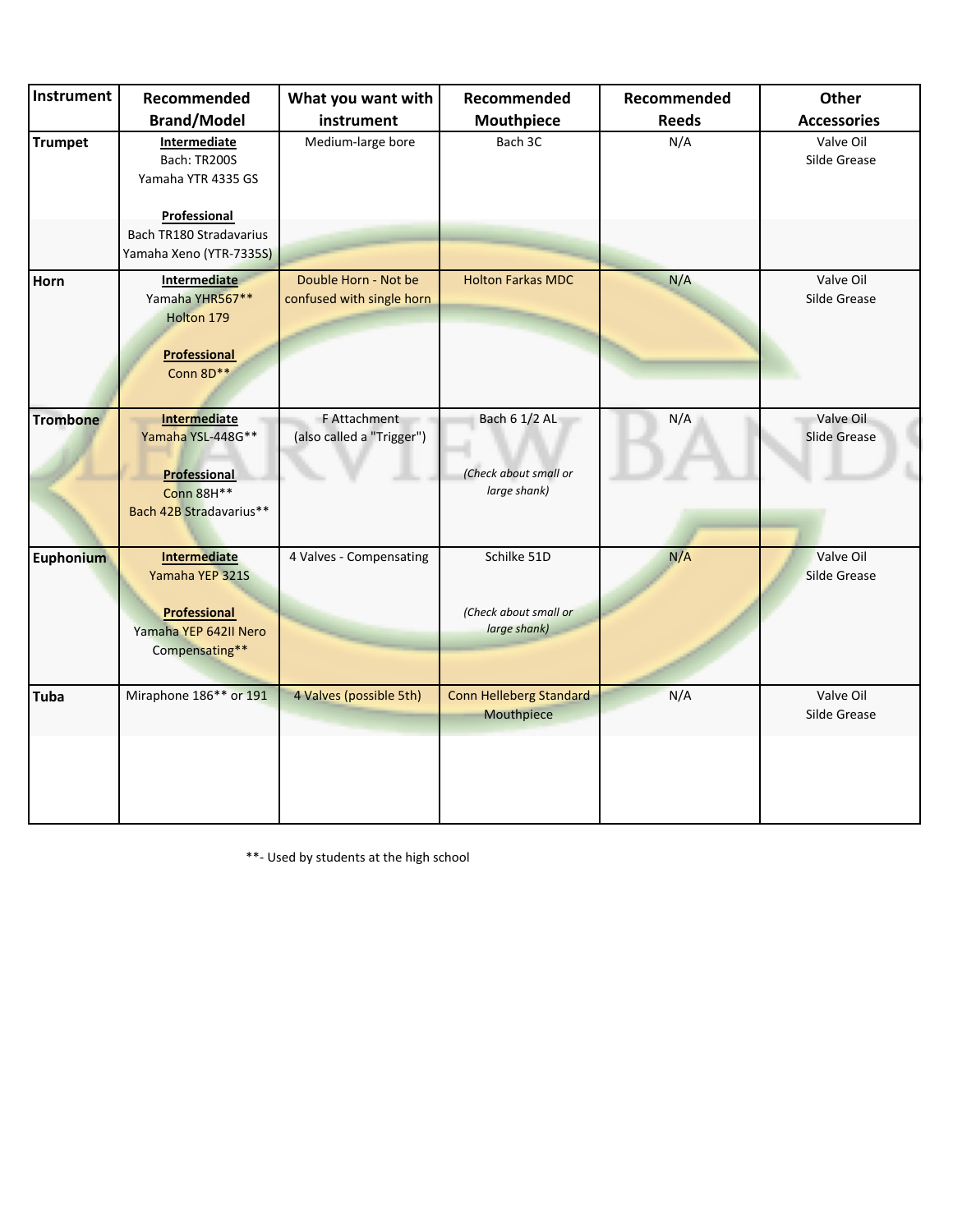| Instrument | Recommended Brand/Model | What you want with instrument | Recommended Mouthpiece | Recommended Reeds | Other Accessories |
|---|---|---|---|---|---|
| Trumpet | **Intermediate**<br>Bach: TR200S<br>Yamaha YTR 4335 GS<br><br>**Professional**<br>Bach TR180 Stradavarius<br>Yamaha Xeno (YTR-7335S) | Medium-large bore | Bach 3C | N/A | Valve Oil<br>Silde Grease |
| Horn | **Intermediate**<br>Yamaha YHR567**<br>Holton 179<br><br>**Professional**<br>Conn 8D** | Double Horn - Not be confused with single horn | Holton Farkas MDC | N/A | Valve Oil<br>Silde Grease |
| Trombone | **Intermediate**<br>Yamaha YSL-448G**<br><br>**Professional**<br>Conn 88H**<br>Bach 42B Stradavarius** | F Attachment (also called a "Trigger") | Bach 6 1/2 AL<br><br>*(Check about small or large shank)* | N/A | Valve Oil<br>Slide Grease |
| Euphonium | **Intermediate**<br>Yamaha YEP 321S<br><br>**Professional**<br>Yamaha YEP 642II Nero Compensating** | 4 Valves - Compensating | Schilke 51D<br><br>*(Check about small or large shank)* | N/A | Valve Oil<br>Silde Grease |
| Tuba | Miraphone 186** or 191 | 4 Valves (possible 5th) | Conn Helleberg Standard Mouthpiece | N/A | Valve Oil<br>Silde Grease |

**- Used by students at the high school